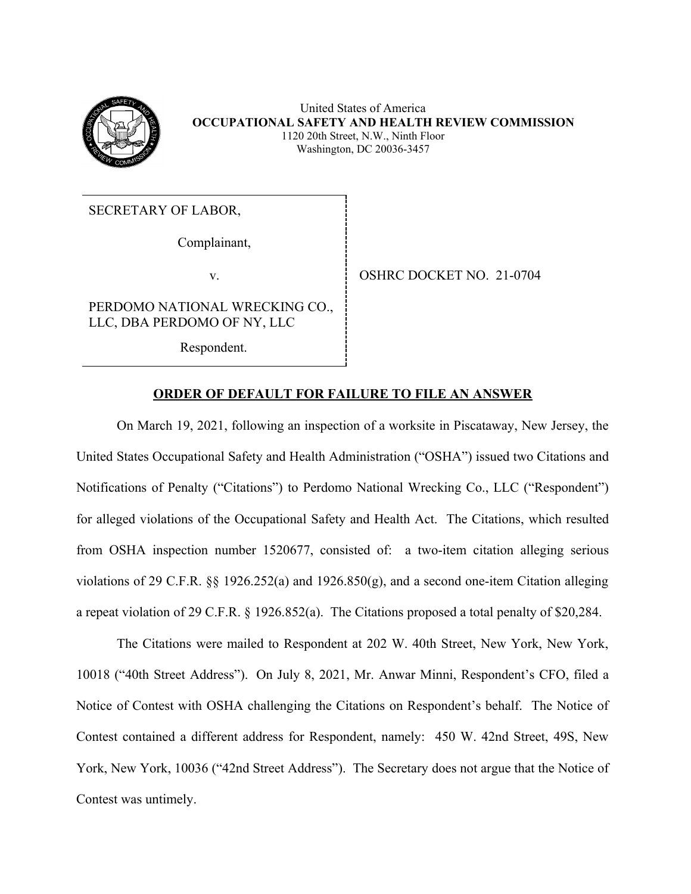United States of America
**OCCUPATIONAL SAFETY AND HEALTH REVIEW COMMISSION**
1120 20th Street, N.W., Ninth Floor
Washington, DC 20036-3457

| | |
|---|---|
| SECRETARY OF LABOR,<br><br>Complainant,<br><br>v.<br><br>PERDOMO NATIONAL WRECKING CO., LLC, DBA PERDOMO OF NY, LLC<br><br>Respondent. | OSHRC DOCKET NO. 21-0704 |

## ORDER OF DEFAULT FOR FAILURE TO FILE AN ANSWER

On March 19, 2021, following an inspection of a worksite in Piscataway, New Jersey, the United States Occupational Safety and Health Administration ("OSHA") issued two Citations and Notifications of Penalty ("Citations") to Perdomo National Wrecking Co., LLC ("Respondent") for alleged violations of the Occupational Safety and Health Act. The Citations, which resulted from OSHA inspection number 1520677, consisted of: a two-item citation alleging serious violations of 29 C.F.R. §§ 1926.252(a) and 1926.850(g), and a second one-item Citation alleging a repeat violation of 29 C.F.R. § 1926.852(a). The Citations proposed a total penalty of $20,284.

The Citations were mailed to Respondent at 202 W. 40th Street, New York, New York, 10018 ("40th Street Address"). On July 8, 2021, Mr. Anwar Minni, Respondent's CFO, filed a Notice of Contest with OSHA challenging the Citations on Respondent's behalf. The Notice of Contest contained a different address for Respondent, namely: 450 W. 42nd Street, 49S, New York, New York, 10036 ("42nd Street Address"). The Secretary does not argue that the Notice of Contest was untimely.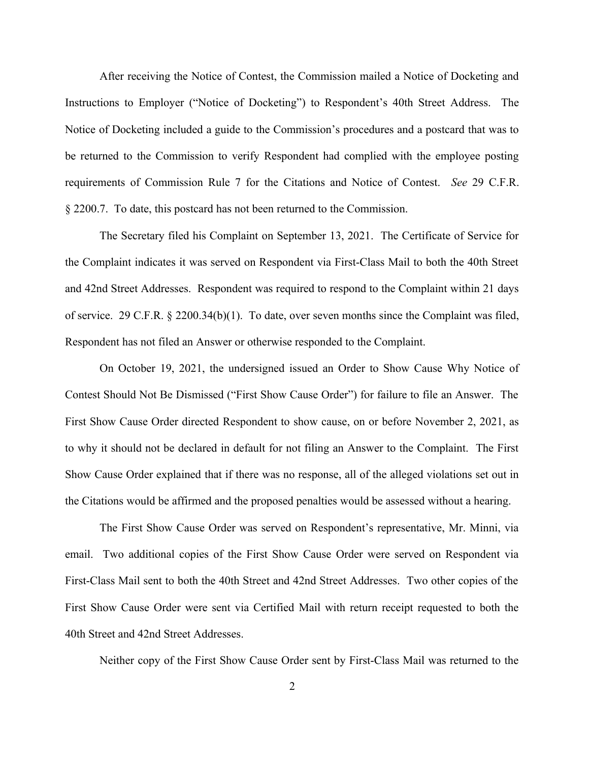After receiving the Notice of Contest, the Commission mailed a Notice of Docketing and Instructions to Employer ("Notice of Docketing") to Respondent's 40th Street Address. The Notice of Docketing included a guide to the Commission's procedures and a postcard that was to be returned to the Commission to verify Respondent had complied with the employee posting requirements of Commission Rule 7 for the Citations and Notice of Contest. *See* 29 C.F.R. § 2200.7. To date, this postcard has not been returned to the Commission.

The Secretary filed his Complaint on September 13, 2021. The Certificate of Service for the Complaint indicates it was served on Respondent via First-Class Mail to both the 40th Street and 42nd Street Addresses. Respondent was required to respond to the Complaint within 21 days of service. 29 C.F.R. § 2200.34(b)(1). To date, over seven months since the Complaint was filed, Respondent has not filed an Answer or otherwise responded to the Complaint.

On October 19, 2021, the undersigned issued an Order to Show Cause Why Notice of Contest Should Not Be Dismissed ("First Show Cause Order") for failure to file an Answer. The First Show Cause Order directed Respondent to show cause, on or before November 2, 2021, as to why it should not be declared in default for not filing an Answer to the Complaint. The First Show Cause Order explained that if there was no response, all of the alleged violations set out in the Citations would be affirmed and the proposed penalties would be assessed without a hearing.

The First Show Cause Order was served on Respondent's representative, Mr. Minni, via email. Two additional copies of the First Show Cause Order were served on Respondent via First-Class Mail sent to both the 40th Street and 42nd Street Addresses. Two other copies of the First Show Cause Order were sent via Certified Mail with return receipt requested to both the 40th Street and 42nd Street Addresses.

Neither copy of the First Show Cause Order sent by First-Class Mail was returned to the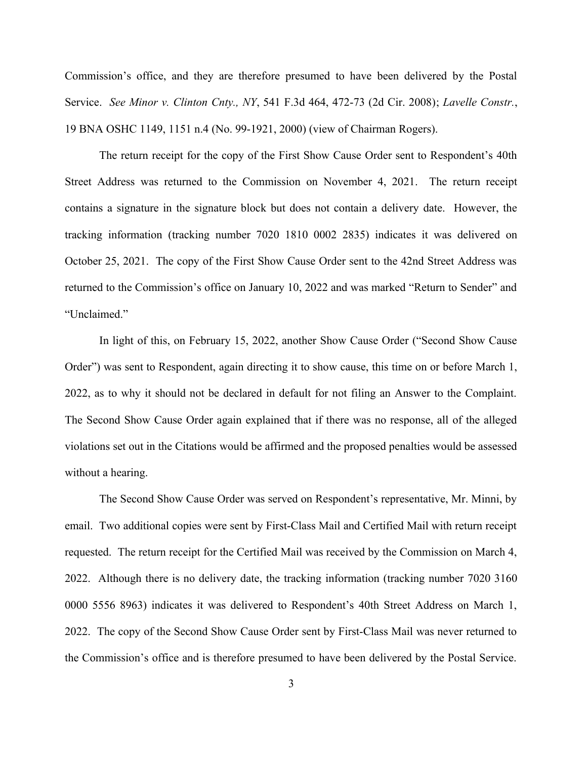Commission's office, and they are therefore presumed to have been delivered by the Postal Service. *See Minor v. Clinton Cnty., NY*, 541 F.3d 464, 472-73 (2d Cir. 2008); *Lavelle Constr.*, 19 BNA OSHC 1149, 1151 n.4 (No. 99-1921, 2000) (view of Chairman Rogers).

The return receipt for the copy of the First Show Cause Order sent to Respondent's 40th Street Address was returned to the Commission on November 4, 2021. The return receipt contains a signature in the signature block but does not contain a delivery date. However, the tracking information (tracking number 7020 1810 0002 2835) indicates it was delivered on October 25, 2021. The copy of the First Show Cause Order sent to the 42nd Street Address was returned to the Commission's office on January 10, 2022 and was marked "Return to Sender" and "Unclaimed."

In light of this, on February 15, 2022, another Show Cause Order ("Second Show Cause Order") was sent to Respondent, again directing it to show cause, this time on or before March 1, 2022, as to why it should not be declared in default for not filing an Answer to the Complaint. The Second Show Cause Order again explained that if there was no response, all of the alleged violations set out in the Citations would be affirmed and the proposed penalties would be assessed without a hearing.

The Second Show Cause Order was served on Respondent's representative, Mr. Minni, by email. Two additional copies were sent by First-Class Mail and Certified Mail with return receipt requested. The return receipt for the Certified Mail was received by the Commission on March 4, 2022. Although there is no delivery date, the tracking information (tracking number 7020 3160 0000 5556 8963) indicates it was delivered to Respondent's 40th Street Address on March 1, 2022. The copy of the Second Show Cause Order sent by First-Class Mail was never returned to the Commission's office and is therefore presumed to have been delivered by the Postal Service.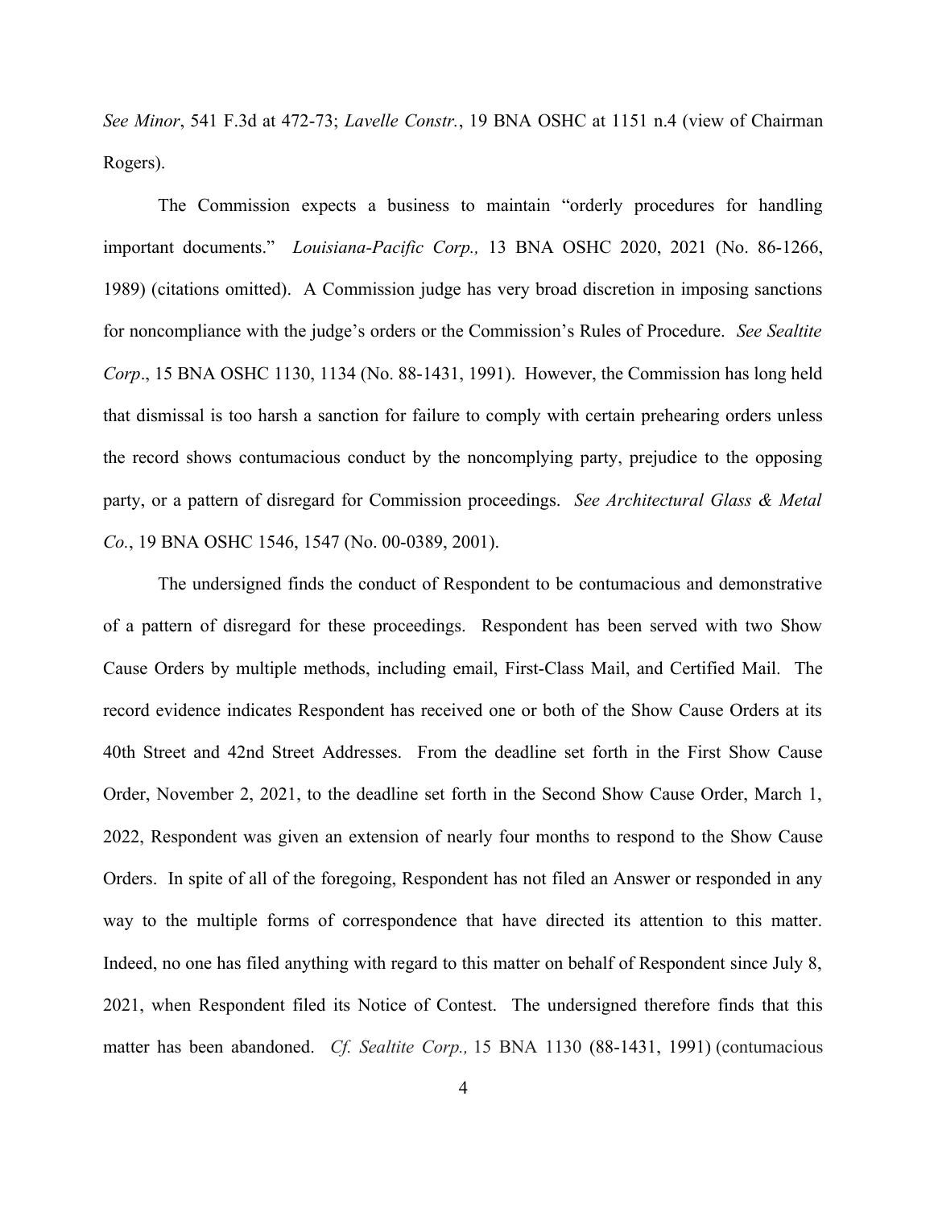*See Minor*, 541 F.3d at 472-73; *Lavelle Constr.*, 19 BNA OSHC at 1151 n.4 (view of Chairman Rogers).

The Commission expects a business to maintain "orderly procedures for handling important documents." *Louisiana-Pacific Corp.,* 13 BNA OSHC 2020, 2021 (No. 86-1266, 1989) (citations omitted). A Commission judge has very broad discretion in imposing sanctions for noncompliance with the judge's orders or the Commission's Rules of Procedure. *See Sealtite Corp*., 15 BNA OSHC 1130, 1134 (No. 88-1431, 1991). However, the Commission has long held that dismissal is too harsh a sanction for failure to comply with certain prehearing orders unless the record shows contumacious conduct by the noncomplying party, prejudice to the opposing party, or a pattern of disregard for Commission proceedings. *See Architectural Glass & Metal Co.*, 19 BNA OSHC 1546, 1547 (No. 00-0389, 2001).

The undersigned finds the conduct of Respondent to be contumacious and demonstrative of a pattern of disregard for these proceedings. Respondent has been served with two Show Cause Orders by multiple methods, including email, First-Class Mail, and Certified Mail. The record evidence indicates Respondent has received one or both of the Show Cause Orders at its 40th Street and 42nd Street Addresses. From the deadline set forth in the First Show Cause Order, November 2, 2021, to the deadline set forth in the Second Show Cause Order, March 1, 2022, Respondent was given an extension of nearly four months to respond to the Show Cause Orders. In spite of all of the foregoing, Respondent has not filed an Answer or responded in any way to the multiple forms of correspondence that have directed its attention to this matter. Indeed, no one has filed anything with regard to this matter on behalf of Respondent since July 8, 2021, when Respondent filed its Notice of Contest. The undersigned therefore finds that this matter has been abandoned. *Cf. Sealtite Corp.,* 15 BNA 1130 (88-1431, 1991) (contumacious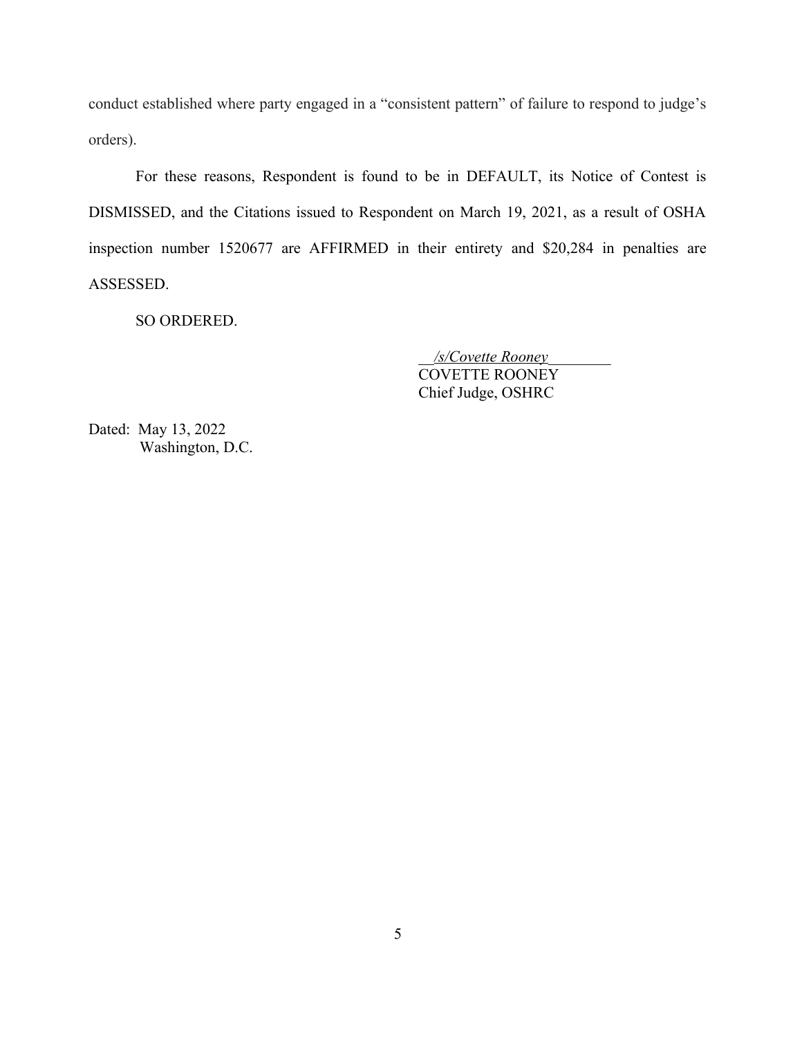conduct established where party engaged in a "consistent pattern" of failure to respond to judge's orders).

For these reasons, Respondent is found to be in DEFAULT, its Notice of Contest is DISMISSED, and the Citations issued to Respondent on March 19, 2021, as a result of OSHA inspection number 1520677 are AFFIRMED in their entirety and $20,284 in penalties are ASSESSED.

SO ORDERED.

*/s/Covette Rooney*
COVETTE ROONEY
Chief Judge, OSHRC

Dated: May 13, 2022
Washington, D.C.